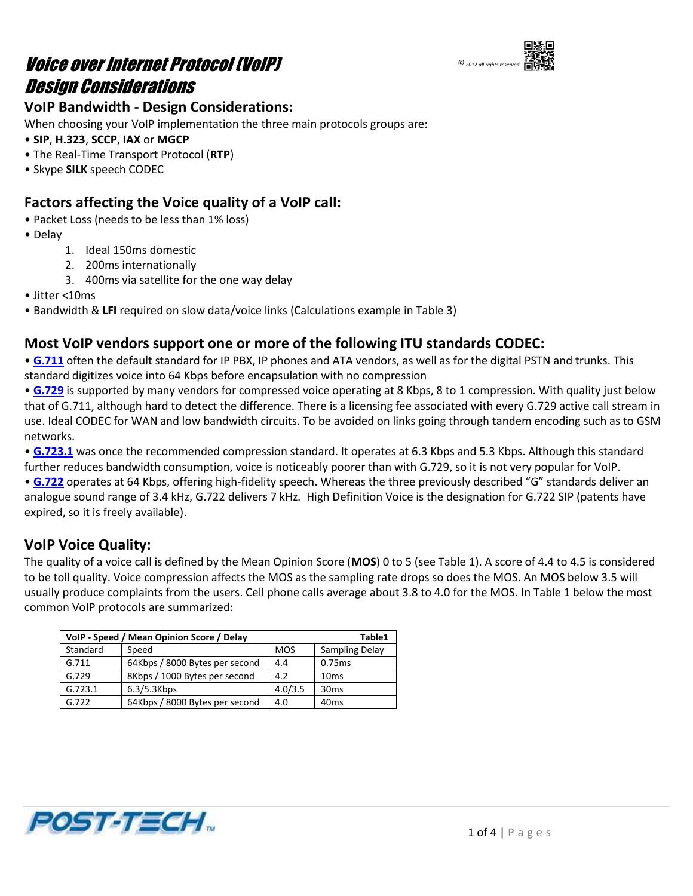# Voice over Internet Protocol (VoIP) Design Considerations

© 2012 all rights reserved

## VoIP Bandwidth - Design Considerations:

When choosing your VoIP implementation the three main protocols groups are:

- **SIP**, **H.323**, **SCCP**, **IAX** or **MGCP**
- The Real-Time Transport Protocol (**RTP**)
- Skype **SILK** speech CODEC

## Factors affecting the Voice quality of a VoIP call:

- Packet Loss (needs to be less than 1% loss)
- Delay
    1. Ideal 150ms domestic
    2. 200ms internationally
    3. 400ms via satellite for the one way delay
- Jitter <10ms
- Bandwidth & **LFI** required on slow data/voice links (Calculations example in Table 3)

## Most VoIP vendors support one or more of the following ITU standards CODEC:

- **G.711** often the default standard for IP PBX, IP phones and ATA vendors, as well as for the digital PSTN and trunks. This standard digitizes voice into 64 Kbps before encapsulation with no compression
- **G.729** is supported by many vendors for compressed voice operating at 8 Kbps, 8 to 1 compression. With quality just below that of G.711, although hard to detect the difference. There is a licensing fee associated with every G.729 active call stream in use. Ideal CODEC for WAN and low bandwidth circuits. To be avoided on links going through tandem encoding such as to GSM networks.
- **G.723.1** was once the recommended compression standard. It operates at 6.3 Kbps and 5.3 Kbps. Although this standard further reduces bandwidth consumption, voice is noticeably poorer than with G.729, so it is not very popular for VoIP.
- **G.722** operates at 64 Kbps, offering high-fidelity speech. Whereas the three previously described "G" standards deliver an analogue sound range of 3.4 kHz, G.722 delivers 7 kHz. High Definition Voice is the designation for G.722 SIP (patents have expired, so it is freely available).

## VoIP Voice Quality:

The quality of a voice call is defined by the Mean Opinion Score (**MOS**) 0 to 5 (see Table 1). A score of 4.4 to 4.5 is considered to be toll quality. Voice compression affects the MOS as the sampling rate drops so does the MOS. An MOS below 3.5 will usually produce complaints from the users. Cell phone calls average about 3.8 to 4.0 for the MOS. In Table 1 below the most common VoIP protocols are summarized:

| **VoIP - Speed / Mean Opinion Score / Delay** | | | **Table1** |
|---|---|---|---|
| Standard | Speed | MOS | Sampling Delay |
| G.711 | 64Kbps / 8000 Bytes per second | 4.4 | 0.75ms |
| G.729 | 8Kbps / 1000 Bytes per second | 4.2 | 10ms |
| G.723.1 | 6.3/5.3Kbps | 4.0/3.5 | 30ms |
| G.722 | 64Kbps / 8000 Bytes per second | 4.0 | 40ms |

POST-TECH™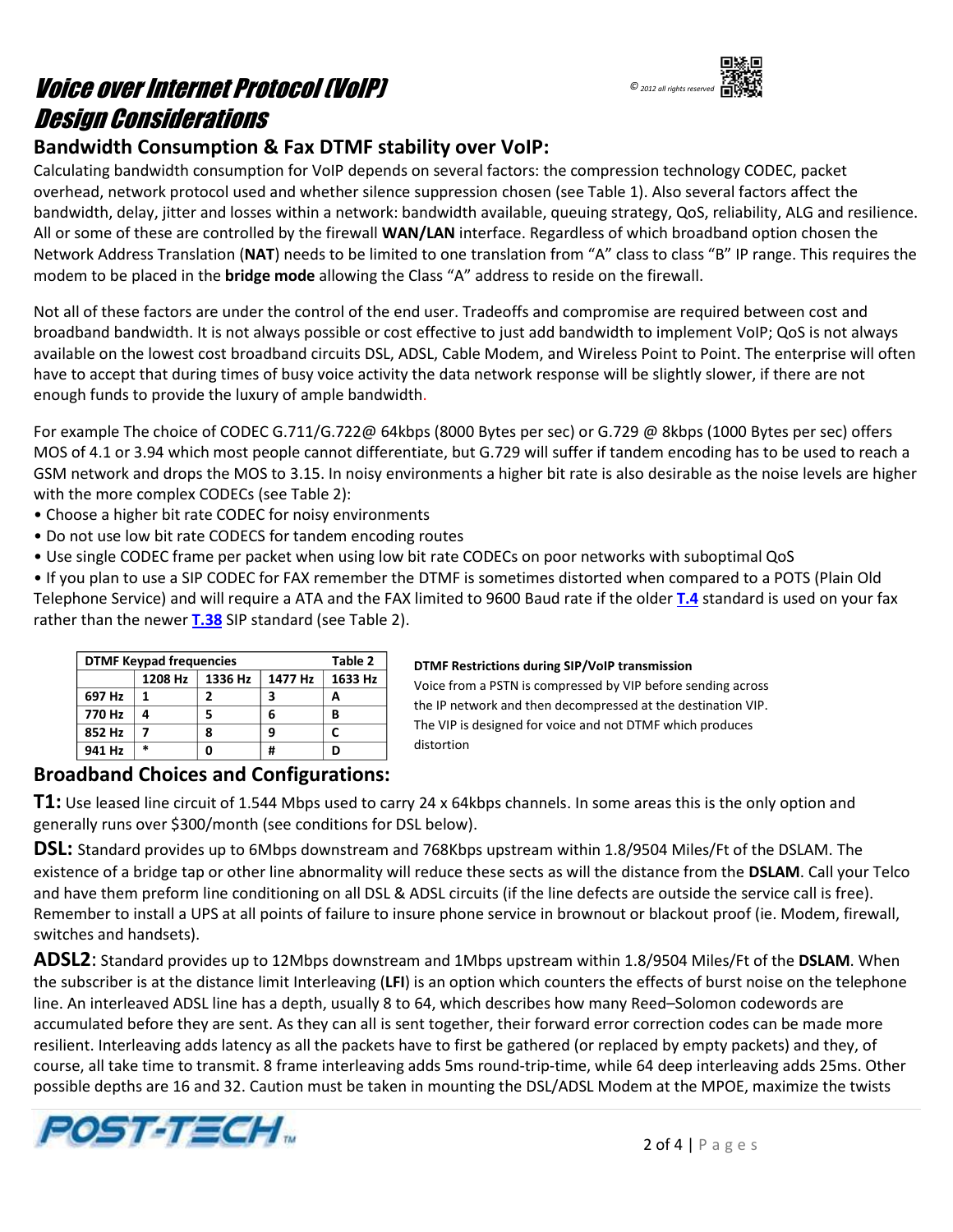# Voice over Internet Protocol (VoIP) Design Considerations

© 2012 all rights reserved

## Bandwidth Consumption & Fax DTMF stability over VoIP:

Calculating bandwidth consumption for VoIP depends on several factors: the compression technology CODEC, packet overhead, network protocol used and whether silence suppression chosen (see Table 1). Also several factors affect the bandwidth, delay, jitter and losses within a network: bandwidth available, queuing strategy, QoS, reliability, ALG and resilience. All or some of these are controlled by the firewall **WAN/LAN** interface. Regardless of which broadband option chosen the Network Address Translation (**NAT**) needs to be limited to one translation from "A" class to class "B" IP range. This requires the modem to be placed in the **bridge mode** allowing the Class "A" address to reside on the firewall.

Not all of these factors are under the control of the end user. Tradeoffs and compromise are required between cost and broadband bandwidth. It is not always possible or cost effective to just add bandwidth to implement VoIP; QoS is not always available on the lowest cost broadband circuits DSL, ADSL, Cable Modem, and Wireless Point to Point. The enterprise will often have to accept that during times of busy voice activity the data network response will be slightly slower, if there are not enough funds to provide the luxury of ample bandwidth.

For example The choice of CODEC G.711/G.722@ 64kbps (8000 Bytes per sec) or G.729 @ 8kbps (1000 Bytes per sec) offers MOS of 4.1 or 3.94 which most people cannot differentiate, but G.729 will suffer if tandem encoding has to be used to reach a GSM network and drops the MOS to 3.15. In noisy environments a higher bit rate is also desirable as the noise levels are higher with the more complex CODECs (see Table 2):

- Choose a higher bit rate CODEC for noisy environments
- Do not use low bit rate CODECS for tandem encoding routes
- Use single CODEC frame per packet when using low bit rate CODECs on poor networks with suboptimal QoS
- If you plan to use a SIP CODEC for FAX remember the DTMF is sometimes distorted when compared to a POTS (Plain Old Telephone Service) and will require a ATA and the FAX limited to 9600 Baud rate if the older **T.4** standard is used on your fax rather than the newer **T.38** SIP standard (see Table 2).

| DTMF Keypad frequencies | | | | Table 2 |
|---|---|---|---|---|
| | 1208 Hz | 1336 Hz | 1477 Hz | 1633 Hz |
| 697 Hz | 1 | 2 | 3 | A |
| 770 Hz | 4 | 5 | 6 | B |
| 852 Hz | 7 | 8 | 9 | C |
| 941 Hz | * | 0 | # | D |

**DTMF Restrictions during SIP/VoIP transmission**

Voice from a PSTN is compressed by VIP before sending across the IP network and then decompressed at the destination VIP. The VIP is designed for voice and not DTMF which produces distortion

## Broadband Choices and Configurations:

**T1:** Use leased line circuit of 1.544 Mbps used to carry 24 x 64kbps channels. In some areas this is the only option and generally runs over $300/month (see conditions for DSL below).

**DSL:** Standard provides up to 6Mbps downstream and 768Kbps upstream within 1.8/9504 Miles/Ft of the DSLAM. The existence of a bridge tap or other line abnormality will reduce these sects as will the distance from the **DSLAM**. Call your Telco and have them preform line conditioning on all DSL & ADSL circuits (if the line defects are outside the service call is free). Remember to install a UPS at all points of failure to insure phone service in brownout or blackout proof (ie. Modem, firewall, switches and handsets).

**ADSL2**: Standard provides up to 12Mbps downstream and 1Mbps upstream within 1.8/9504 Miles/Ft of the **DSLAM**. When the subscriber is at the distance limit Interleaving (**LFI**) is an option which counters the effects of burst noise on the telephone line. An interleaved ADSL line has a depth, usually 8 to 64, which describes how many Reed–Solomon codewords are accumulated before they are sent. As they can all is sent together, their forward error correction codes can be made more resilient. Interleaving adds latency as all the packets have to first be gathered (or replaced by empty packets) and they, of course, all take time to transmit. 8 frame interleaving adds 5ms round-trip-time, while 64 deep interleaving adds 25ms. Other possible depths are 16 and 32. Caution must be taken in mounting the DSL/ADSL Modem at the MPOE, maximize the twists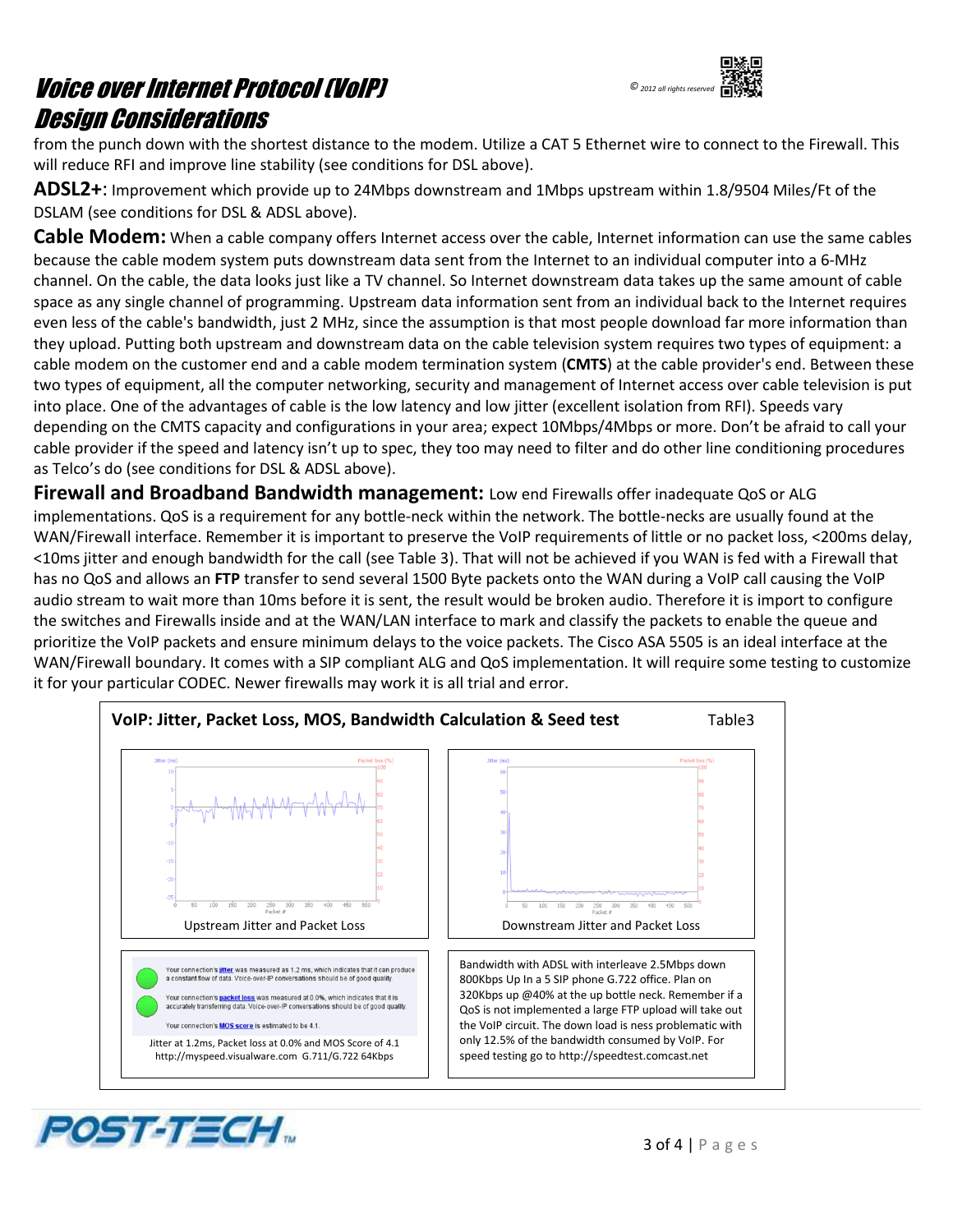from the punch down with the shortest distance to the modem. Utilize a CAT 5 Ethernet wire to connect to the Firewall. This will reduce RFI and improve line stability (see conditions for DSL above).

**ADSL2+**: Improvement which provide up to 24Mbps downstream and 1Mbps upstream within 1.8/9504 Miles/Ft of the DSLAM (see conditions for DSL & ADSL above).

**Cable Modem:** When a cable company offers Internet access over the cable, Internet information can use the same cables because the cable modem system puts downstream data sent from the Internet to an individual computer into a 6-MHz channel. On the cable, the data looks just like a TV channel. So Internet downstream data takes up the same amount of cable space as any single channel of programming. Upstream data information sent from an individual back to the Internet requires even less of the cable's bandwidth, just 2 MHz, since the assumption is that most people download far more information than they upload. Putting both upstream and downstream data on the cable television system requires two types of equipment: a cable modem on the customer end and a cable modem termination system (**CMTS**) at the cable provider's end. Between these two types of equipment, all the computer networking, security and management of Internet access over cable television is put into place. One of the advantages of cable is the low latency and low jitter (excellent isolation from RFI). Speeds vary depending on the CMTS capacity and configurations in your area; expect 10Mbps/4Mbps or more. Don't be afraid to call your cable provider if the speed and latency isn't up to spec, they too may need to filter and do other line conditioning procedures as Telco's do (see conditions for DSL & ADSL above).

**Firewall and Broadband Bandwidth management:** Low end Firewalls offer inadequate QoS or ALG implementations. QoS is a requirement for any bottle-neck within the network. The bottle-necks are usually found at the WAN/Firewall interface. Remember it is important to preserve the VoIP requirements of little or no packet loss, <200ms delay, <10ms jitter and enough bandwidth for the call (see Table 3). That will not be achieved if you WAN is fed with a Firewall that has no QoS and allows an **FTP** transfer to send several 1500 Byte packets onto the WAN during a VoIP call causing the VoIP audio stream to wait more than 10ms before it is sent, the result would be broken audio. Therefore it is import to configure the switches and Firewalls inside and at the WAN/LAN interface to mark and classify the packets to enable the queue and prioritize the VoIP packets and ensure minimum delays to the voice packets. The Cisco ASA 5505 is an ideal interface at the WAN/Firewall boundary. It comes with a SIP compliant ALG and QoS implementation. It will require some testing to customize it for your particular CODEC. Newer firewalls may work it is all trial and error.

**VoIP: Jitter, Packet Loss, MOS, Bandwidth Calculation & Seed test** Table3

Upstream Jitter and Packet Loss

Downstream Jitter and Packet Loss

Your connection's jitter was measured as 1.2 ms, which indicates that it can produce a constant flow of data. Voice-over-IP conversations should be of good quality.

Your connection's packet loss was measured at 0.0%, which indicates that it is accurately transferring data. Voice-over-IP conversations should be of good quality.

Your connection's MOS score is estimated to be 4.1.

Jitter at 1.2ms, Packet loss at 0.0% and MOS Score of 4.1 http://myspeed.visualware.com G.711/G.722 64Kbps

Bandwidth with ADSL with interleave 2.5Mbps down 800Kbps Up In a 5 SIP phone G.722 office. Plan on 320Kbps up @40% at the up bottle neck. Remember if a QoS is not implemented a large FTP upload will take out the VoIP circuit. The down load is ness problematic with only 12.5% of the bandwidth consumed by VoIP. For speed testing go to http://speedtest.comcast.net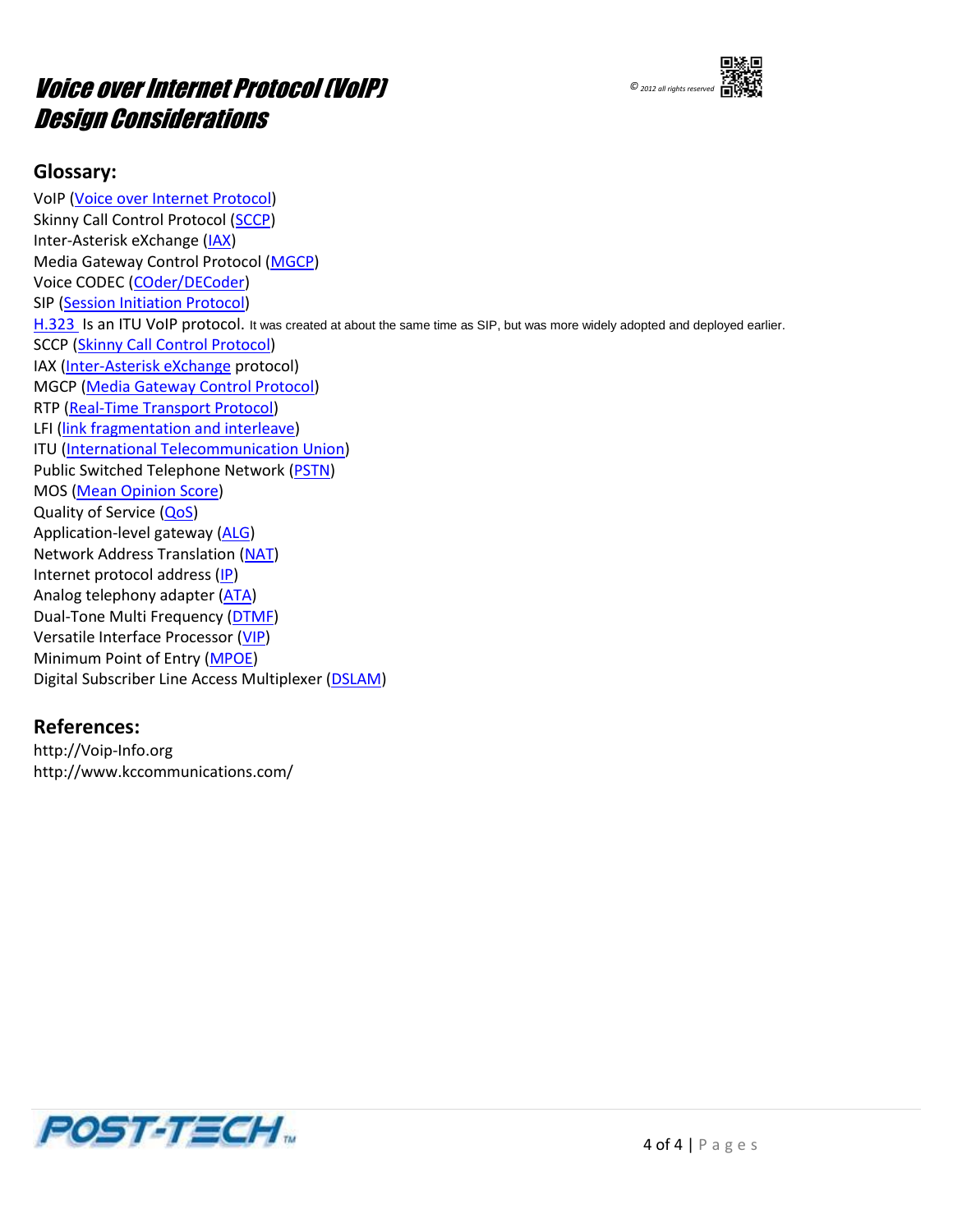## Glossary:

VoIP (Voice over Internet Protocol)
Skinny Call Control Protocol (SCCP)
Inter-Asterisk eXchange (IAX)
Media Gateway Control Protocol (MGCP)
Voice CODEC (COder/DECoder)
SIP (Session Initiation Protocol)
H.323 Is an ITU VoIP protocol. It was created at about the same time as SIP, but was more widely adopted and deployed earlier.
SCCP (Skinny Call Control Protocol)
IAX (Inter-Asterisk eXchange protocol)
MGCP (Media Gateway Control Protocol)
RTP (Real-Time Transport Protocol)
LFI (link fragmentation and interleave)
ITU (International Telecommunication Union)
Public Switched Telephone Network (PSTN)
MOS (Mean Opinion Score)
Quality of Service (QoS)
Application-level gateway (ALG)
Network Address Translation (NAT)
Internet protocol address (IP)
Analog telephony adapter (ATA)
Dual-Tone Multi Frequency (DTMF)
Versatile Interface Processor (VIP)
Minimum Point of Entry (MPOE)
Digital Subscriber Line Access Multiplexer (DSLAM)

## References:

http://Voip-Info.org
http://www.kccommunications.com/